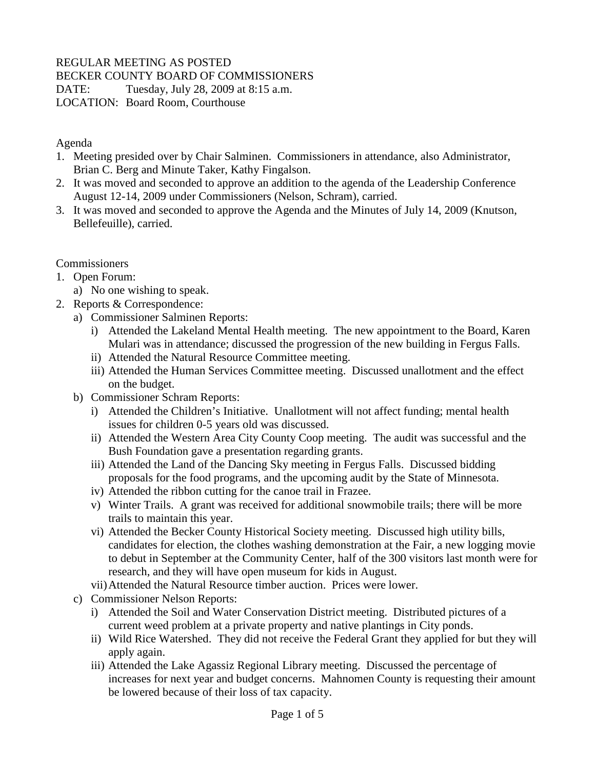REGULAR MEETING AS POSTED
BECKER COUNTY BOARD OF COMMISSIONERS
DATE: Tuesday, July 28, 2009 at 8:15 a.m.
LOCATION: Board Room, Courthouse

Agenda

1. Meeting presided over by Chair Salminen. Commissioners in attendance, also Administrator, Brian C. Berg and Minute Taker, Kathy Fingalson.
2. It was moved and seconded to approve an addition to the agenda of the Leadership Conference August 12-14, 2009 under Commissioners (Nelson, Schram), carried.
3. It was moved and seconded to approve the Agenda and the Minutes of July 14, 2009 (Knutson, Bellefeuille), carried.

Commissioners

1. Open Forum:
   a) No one wishing to speak.
2. Reports & Correspondence:
   a) Commissioner Salminen Reports:
      i) Attended the Lakeland Mental Health meeting. The new appointment to the Board, Karen Mulari was in attendance; discussed the progression of the new building in Fergus Falls.
      ii) Attended the Natural Resource Committee meeting.
      iii) Attended the Human Services Committee meeting. Discussed unallotment and the effect on the budget.
   b) Commissioner Schram Reports:
      i) Attended the Children's Initiative. Unallotment will not affect funding; mental health issues for children 0-5 years old was discussed.
      ii) Attended the Western Area City County Coop meeting. The audit was successful and the Bush Foundation gave a presentation regarding grants.
      iii) Attended the Land of the Dancing Sky meeting in Fergus Falls. Discussed bidding proposals for the food programs, and the upcoming audit by the State of Minnesota.
      iv) Attended the ribbon cutting for the canoe trail in Frazee.
      v) Winter Trails. A grant was received for additional snowmobile trails; there will be more trails to maintain this year.
      vi) Attended the Becker County Historical Society meeting. Discussed high utility bills, candidates for election, the clothes washing demonstration at the Fair, a new logging movie to debut in September at the Community Center, half of the 300 visitors last month were for research, and they will have open museum for kids in August.
      vii) Attended the Natural Resource timber auction. Prices were lower.
   c) Commissioner Nelson Reports:
      i) Attended the Soil and Water Conservation District meeting. Distributed pictures of a current weed problem at a private property and native plantings in City ponds.
      ii) Wild Rice Watershed. They did not receive the Federal Grant they applied for but they will apply again.
      iii) Attended the Lake Agassiz Regional Library meeting. Discussed the percentage of increases for next year and budget concerns. Mahnomen County is requesting their amount be lowered because of their loss of tax capacity.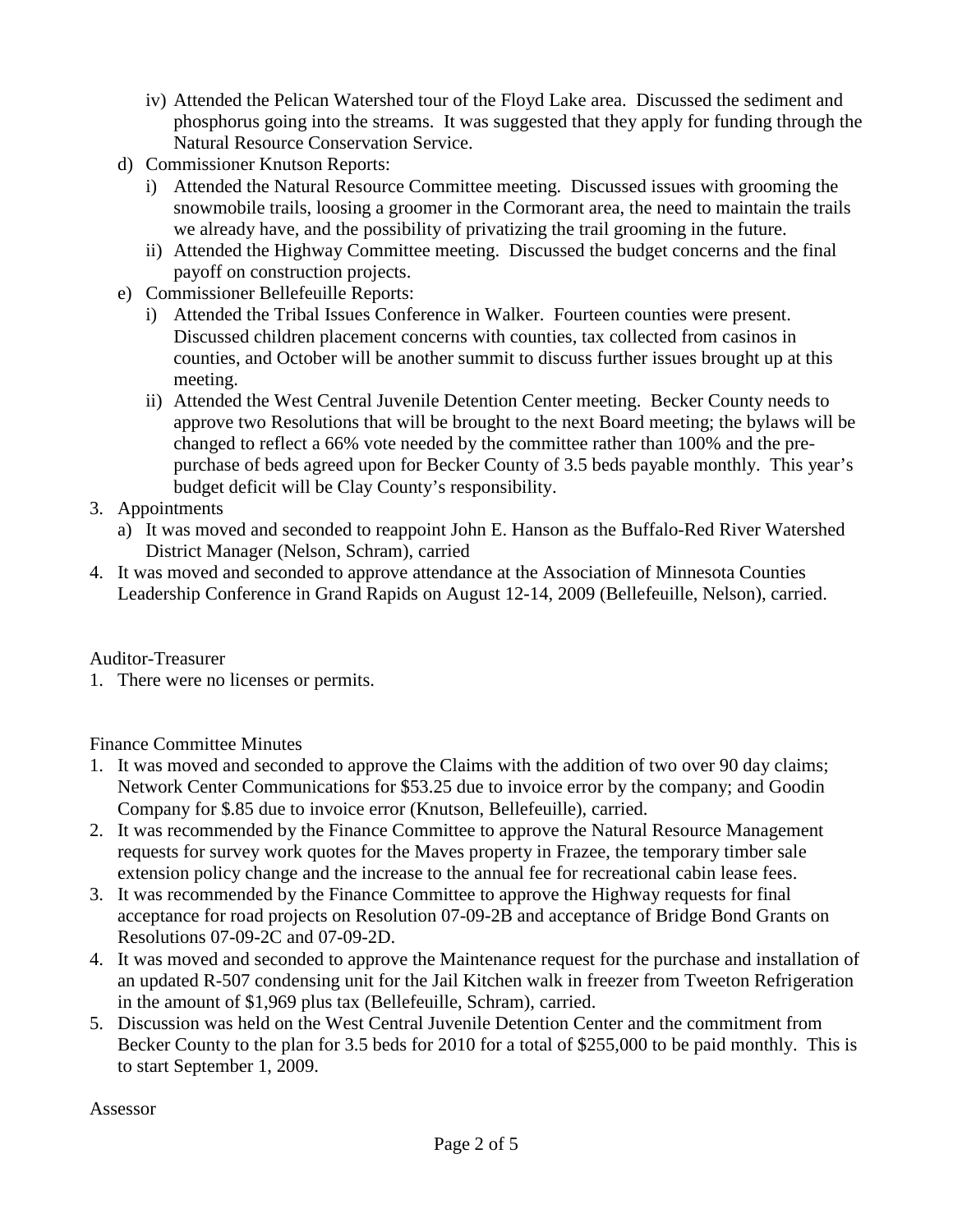iv) Attended the Pelican Watershed tour of the Floyd Lake area. Discussed the sediment and phosphorus going into the streams. It was suggested that they apply for funding through the Natural Resource Conservation Service.

d) Commissioner Knutson Reports:

i) Attended the Natural Resource Committee meeting. Discussed issues with grooming the snowmobile trails, loosing a groomer in the Cormorant area, the need to maintain the trails we already have, and the possibility of privatizing the trail grooming in the future.

ii) Attended the Highway Committee meeting. Discussed the budget concerns and the final payoff on construction projects.

e) Commissioner Bellefeuille Reports:

i) Attended the Tribal Issues Conference in Walker. Fourteen counties were present. Discussed children placement concerns with counties, tax collected from casinos in counties, and October will be another summit to discuss further issues brought up at this meeting.

ii) Attended the West Central Juvenile Detention Center meeting. Becker County needs to approve two Resolutions that will be brought to the next Board meeting; the bylaws will be changed to reflect a 66% vote needed by the committee rather than 100% and the pre-purchase of beds agreed upon for Becker County of 3.5 beds payable monthly. This year's budget deficit will be Clay County's responsibility.

3. Appointments

a) It was moved and seconded to reappoint John E. Hanson as the Buffalo-Red River Watershed District Manager (Nelson, Schram), carried

4. It was moved and seconded to approve attendance at the Association of Minnesota Counties Leadership Conference in Grand Rapids on August 12-14, 2009 (Bellefeuille, Nelson), carried.

Auditor-Treasurer

1. There were no licenses or permits.

Finance Committee Minutes

1. It was moved and seconded to approve the Claims with the addition of two over 90 day claims; Network Center Communications for $53.25 due to invoice error by the company; and Goodin Company for $.85 due to invoice error (Knutson, Bellefeuille), carried.
2. It was recommended by the Finance Committee to approve the Natural Resource Management requests for survey work quotes for the Maves property in Frazee, the temporary timber sale extension policy change and the increase to the annual fee for recreational cabin lease fees.
3. It was recommended by the Finance Committee to approve the Highway requests for final acceptance for road projects on Resolution 07-09-2B and acceptance of Bridge Bond Grants on Resolutions 07-09-2C and 07-09-2D.
4. It was moved and seconded to approve the Maintenance request for the purchase and installation of an updated R-507 condensing unit for the Jail Kitchen walk in freezer from Tweeton Refrigeration in the amount of $1,969 plus tax (Bellefeuille, Schram), carried.
5. Discussion was held on the West Central Juvenile Detention Center and the commitment from Becker County to the plan for 3.5 beds for 2010 for a total of $255,000 to be paid monthly. This is to start September 1, 2009.

Assessor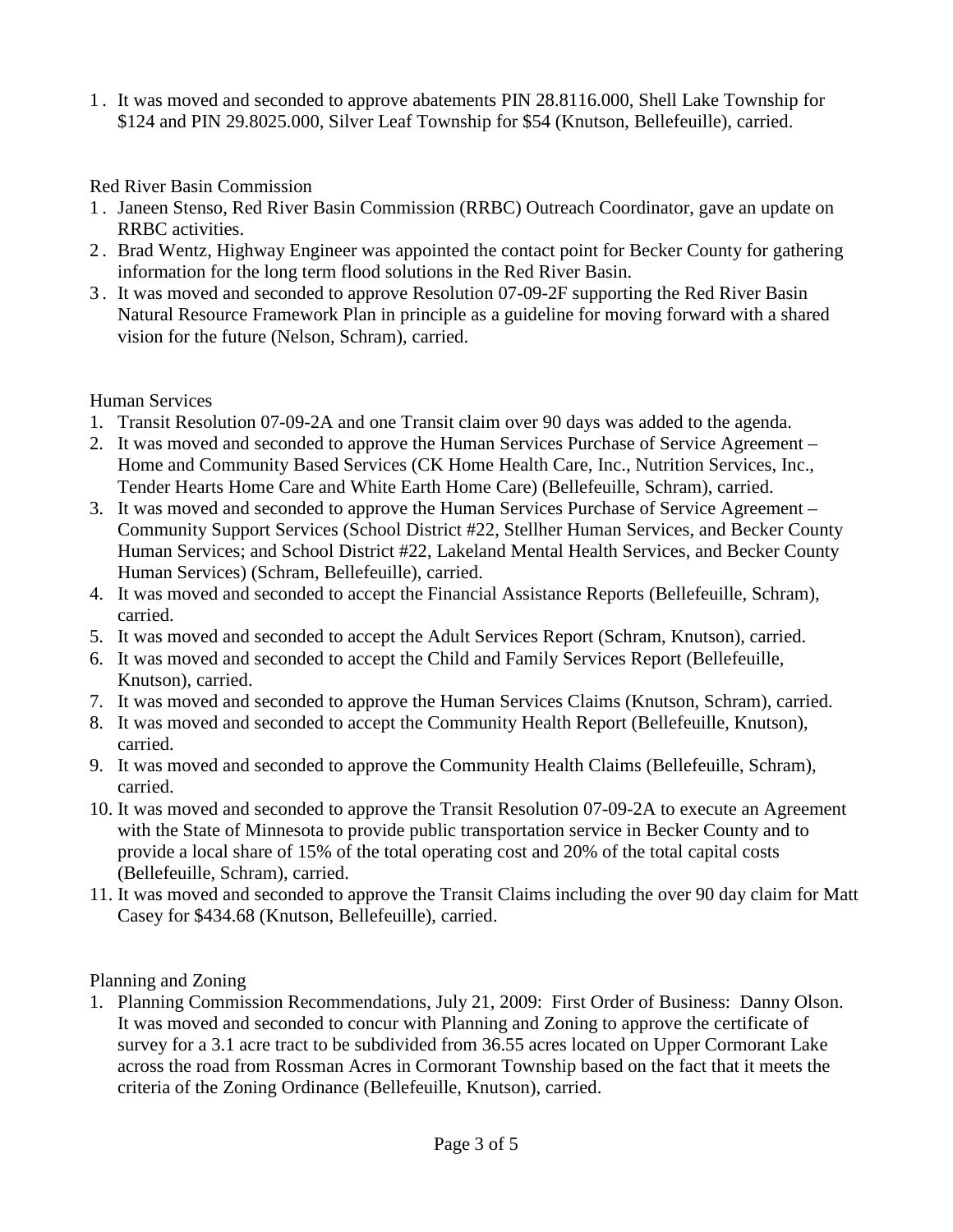1. It was moved and seconded to approve abatements PIN 28.8116.000, Shell Lake Township for $124 and PIN 29.8025.000, Silver Leaf Township for $54 (Knutson, Bellefeuille), carried.

Red River Basin Commission

1. Janeen Stenso, Red River Basin Commission (RRBC) Outreach Coordinator, gave an update on RRBC activities.
2. Brad Wentz, Highway Engineer was appointed the contact point for Becker County for gathering information for the long term flood solutions in the Red River Basin.
3. It was moved and seconded to approve Resolution 07-09-2F supporting the Red River Basin Natural Resource Framework Plan in principle as a guideline for moving forward with a shared vision for the future (Nelson, Schram), carried.

Human Services

1. Transit Resolution 07-09-2A and one Transit claim over 90 days was added to the agenda.
2. It was moved and seconded to approve the Human Services Purchase of Service Agreement – Home and Community Based Services (CK Home Health Care, Inc., Nutrition Services, Inc., Tender Hearts Home Care and White Earth Home Care) (Bellefeuille, Schram), carried.
3. It was moved and seconded to approve the Human Services Purchase of Service Agreement – Community Support Services (School District #22, Stellher Human Services, and Becker County Human Services; and School District #22, Lakeland Mental Health Services, and Becker County Human Services) (Schram, Bellefeuille), carried.
4. It was moved and seconded to accept the Financial Assistance Reports (Bellefeuille, Schram), carried.
5. It was moved and seconded to accept the Adult Services Report (Schram, Knutson), carried.
6. It was moved and seconded to accept the Child and Family Services Report (Bellefeuille, Knutson), carried.
7. It was moved and seconded to approve the Human Services Claims (Knutson, Schram), carried.
8. It was moved and seconded to accept the Community Health Report (Bellefeuille, Knutson), carried.
9. It was moved and seconded to approve the Community Health Claims (Bellefeuille, Schram), carried.
10. It was moved and seconded to approve the Transit Resolution 07-09-2A to execute an Agreement with the State of Minnesota to provide public transportation service in Becker County and to provide a local share of 15% of the total operating cost and 20% of the total capital costs (Bellefeuille, Schram), carried.
11. It was moved and seconded to approve the Transit Claims including the over 90 day claim for Matt Casey for $434.68 (Knutson, Bellefeuille), carried.

Planning and Zoning

1. Planning Commission Recommendations, July 21, 2009: First Order of Business: Danny Olson. It was moved and seconded to concur with Planning and Zoning to approve the certificate of survey for a 3.1 acre tract to be subdivided from 36.55 acres located on Upper Cormorant Lake across the road from Rossman Acres in Cormorant Township based on the fact that it meets the criteria of the Zoning Ordinance (Bellefeuille, Knutson), carried.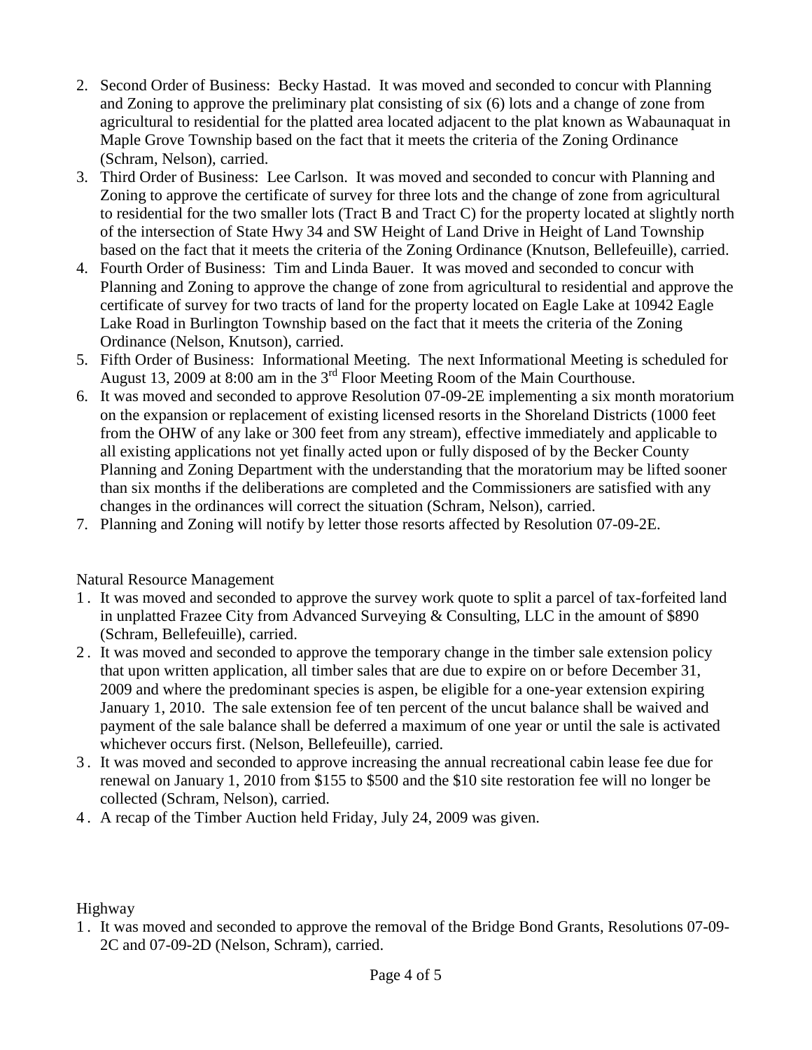2. Second Order of Business: Becky Hastad. It was moved and seconded to concur with Planning and Zoning to approve the preliminary plat consisting of six (6) lots and a change of zone from agricultural to residential for the platted area located adjacent to the plat known as Wabaunaquat in Maple Grove Township based on the fact that it meets the criteria of the Zoning Ordinance (Schram, Nelson), carried.
3. Third Order of Business: Lee Carlson. It was moved and seconded to concur with Planning and Zoning to approve the certificate of survey for three lots and the change of zone from agricultural to residential for the two smaller lots (Tract B and Tract C) for the property located at slightly north of the intersection of State Hwy 34 and SW Height of Land Drive in Height of Land Township based on the fact that it meets the criteria of the Zoning Ordinance (Knutson, Bellefeuille), carried.
4. Fourth Order of Business: Tim and Linda Bauer. It was moved and seconded to concur with Planning and Zoning to approve the change of zone from agricultural to residential and approve the certificate of survey for two tracts of land for the property located on Eagle Lake at 10942 Eagle Lake Road in Burlington Township based on the fact that it meets the criteria of the Zoning Ordinance (Nelson, Knutson), carried.
5. Fifth Order of Business: Informational Meeting. The next Informational Meeting is scheduled for August 13, 2009 at 8:00 am in the 3rd Floor Meeting Room of the Main Courthouse.
6. It was moved and seconded to approve Resolution 07-09-2E implementing a six month moratorium on the expansion or replacement of existing licensed resorts in the Shoreland Districts (1000 feet from the OHW of any lake or 300 feet from any stream), effective immediately and applicable to all existing applications not yet finally acted upon or fully disposed of by the Becker County Planning and Zoning Department with the understanding that the moratorium may be lifted sooner than six months if the deliberations are completed and the Commissioners are satisfied with any changes in the ordinances will correct the situation (Schram, Nelson), carried.
7. Planning and Zoning will notify by letter those resorts affected by Resolution 07-09-2E.

Natural Resource Management

1. It was moved and seconded to approve the survey work quote to split a parcel of tax-forfeited land in unplatted Frazee City from Advanced Surveying & Consulting, LLC in the amount of $890 (Schram, Bellefeuille), carried.
2. It was moved and seconded to approve the temporary change in the timber sale extension policy that upon written application, all timber sales that are due to expire on or before December 31, 2009 and where the predominant species is aspen, be eligible for a one-year extension expiring January 1, 2010. The sale extension fee of ten percent of the uncut balance shall be waived and payment of the sale balance shall be deferred a maximum of one year or until the sale is activated whichever occurs first. (Nelson, Bellefeuille), carried.
3. It was moved and seconded to approve increasing the annual recreational cabin lease fee due for renewal on January 1, 2010 from $155 to $500 and the $10 site restoration fee will no longer be collected (Schram, Nelson), carried.
4. A recap of the Timber Auction held Friday, July 24, 2009 was given.

Highway

1. It was moved and seconded to approve the removal of the Bridge Bond Grants, Resolutions 07-09-2C and 07-09-2D (Nelson, Schram), carried.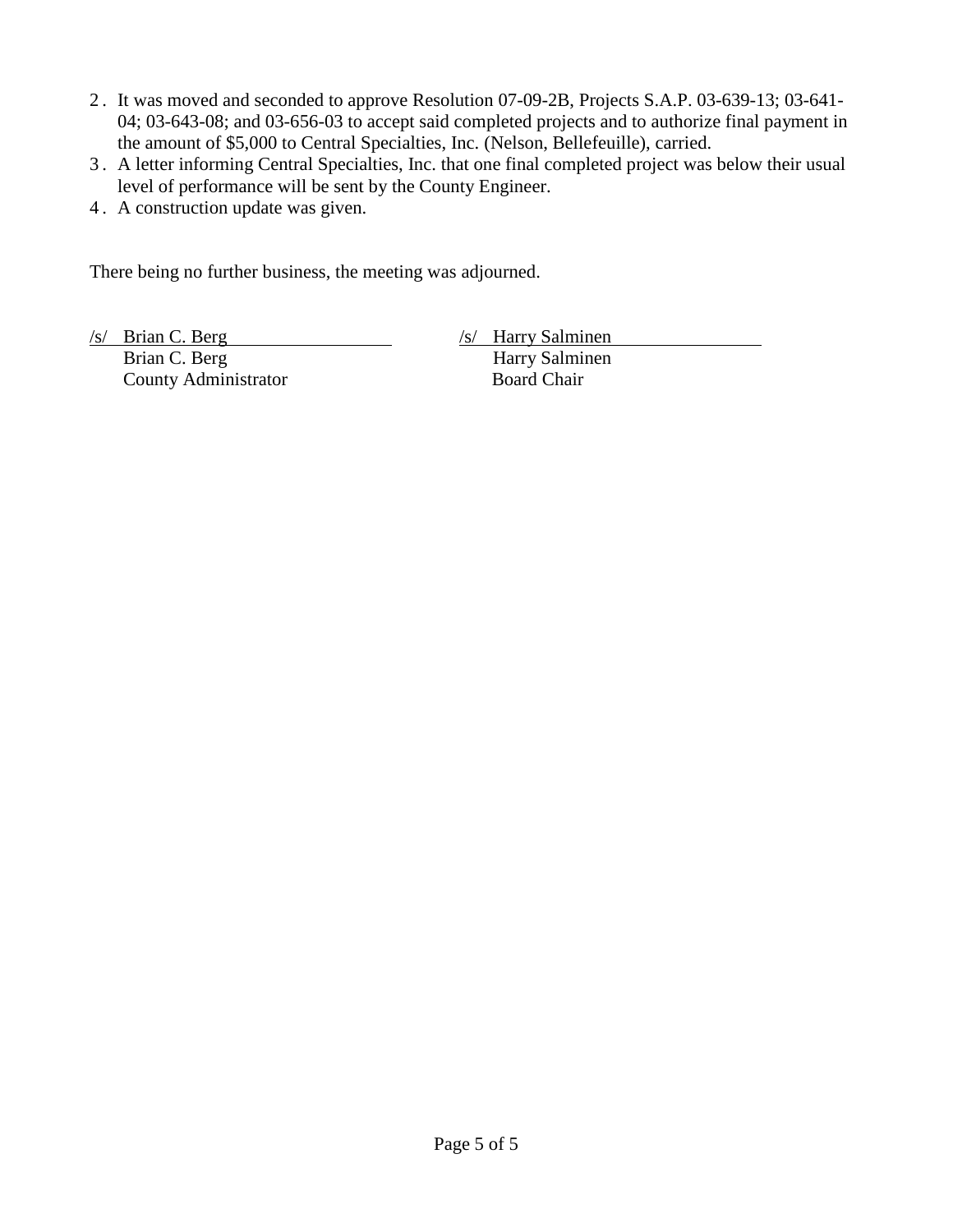2. It was moved and seconded to approve Resolution 07-09-2B, Projects S.A.P. 03-639-13; 03-641-04; 03-643-08; and 03-656-03 to accept said completed projects and to authorize final payment in the amount of $5,000 to Central Specialties, Inc. (Nelson, Bellefeuille), carried.
3. A letter informing Central Specialties, Inc. that one final completed project was below their usual level of performance will be sent by the County Engineer.
4. A construction update was given.

There being no further business, the meeting was adjourned.

| | |
|---|---|
| /s/ Brian C. Berg | /s/ Harry Salminen |
| Brian C. Berg | Harry Salminen |
| County Administrator | Board Chair |